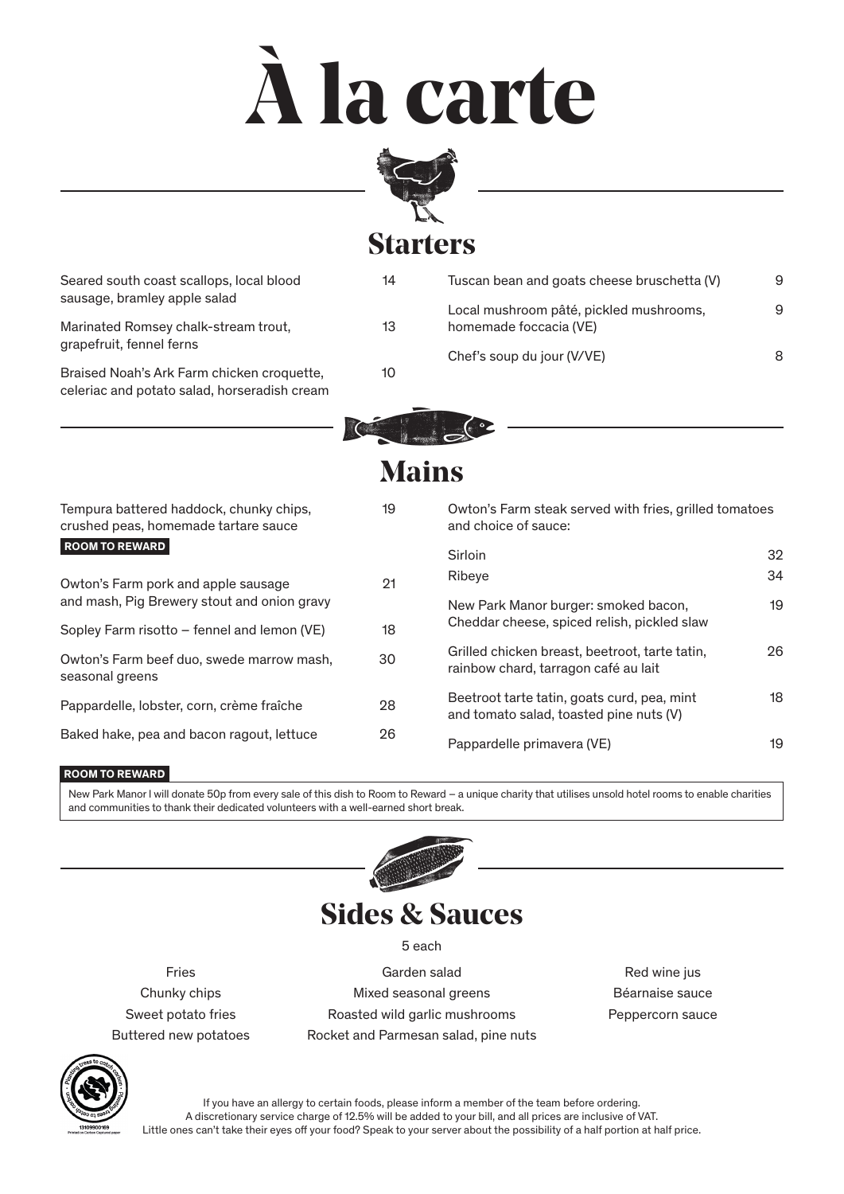# À la carte

## Starters

| Dish | Price |
|---|---|
| Seared south coast scallops, local blood sausage, bramley apple salad | 14 |
| Marinated Romsey chalk-stream trout, grapefruit, fennel ferns | 13 |
| Braised Noah's Ark Farm chicken croquette, celeriac and potato salad, horseradish cream | 10 |
| Tuscan bean and goats cheese bruschetta (V) | 9 |
| Local mushroom pâté, pickled mushrooms, homemade foccacia (VE) | 9 |
| Chef's soup du jour (V/VE) | 8 |

## Mains

| Dish | Price |
|---|---|
| Tempura battered haddock, chunky chips, crushed peas, homemade tartare sauce **ROOM TO REWARD** | 19 |
| Owton's Farm pork and apple sausage and mash, Pig Brewery stout and onion gravy | 21 |
| Sopley Farm risotto – fennel and lemon (VE) | 18 |
| Owton's Farm beef duo, swede marrow mash, seasonal greens | 30 |
| Pappardelle, lobster, corn, crème fraîche | 28 |
| Baked hake, pea and bacon ragout, lettuce | 26 |

Owton's Farm steak served with fries, grilled tomatoes and choice of sauce:

| Dish | Price |
|---|---|
| Sirloin | 32 |
| Ribeye | 34 |
| New Park Manor burger: smoked bacon, Cheddar cheese, spiced relish, pickled slaw | 19 |
| Grilled chicken breast, beetroot, tarte tatin, rainbow chard, tarragon café au lait | 26 |
| Beetroot tarte tatin, goats curd, pea, mint and tomato salad, toasted pine nuts (V) | 18 |
| Pappardelle primavera (VE) | 19 |

**ROOM TO REWARD**

New Park Manor I will donate 50p from every sale of this dish to Room to Reward – a unique charity that utilises unsold hotel rooms to enable charities and communities to thank their dedicated volunteers with a well-earned short break.

## Sides & Sauces

5 each

- Fries
- Chunky chips
- Sweet potato fries
- Buttered new potatoes
- Garden salad
- Mixed seasonal greens
- Roasted wild garlic mushrooms
- Rocket and Parmesan salad, pine nuts
- Red wine jus
- Béarnaise sauce
- Peppercorn sauce

If you have an allergy to certain foods, please inform a member of the team before ordering.
A discretionary service charge of 12.5% will be added to your bill, and all prices are inclusive of VAT.
Little ones can't take their eyes off your food? Speak to your server about the possibility of a half portion at half price.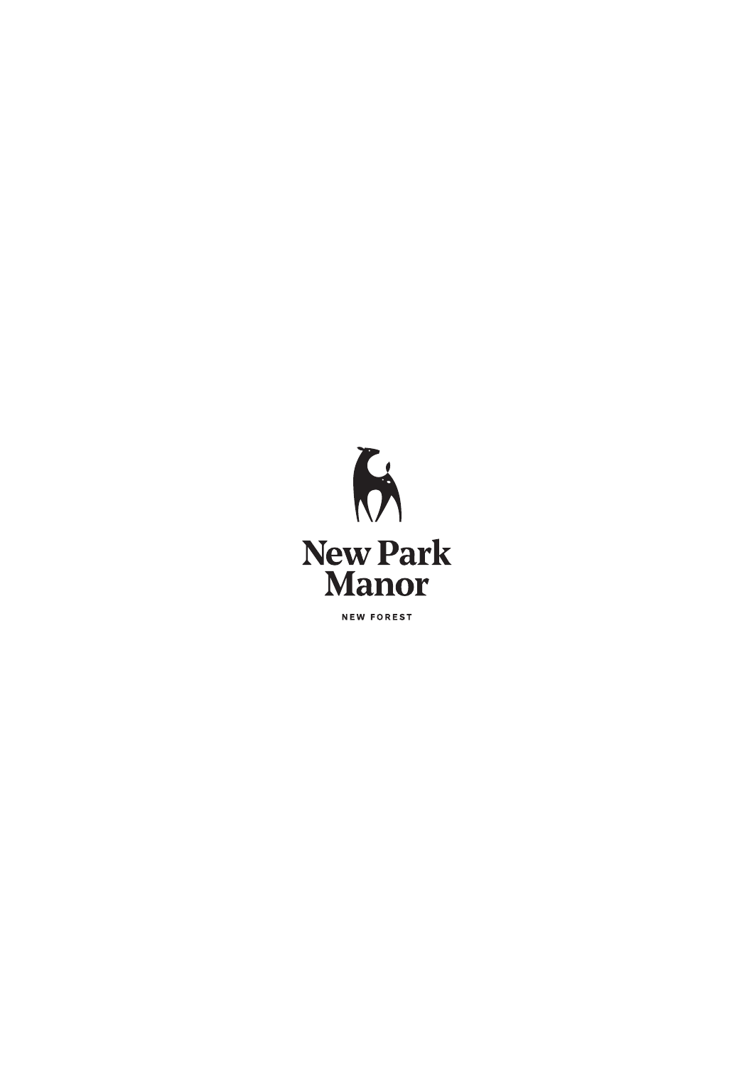New Park Manor

NEW FOREST